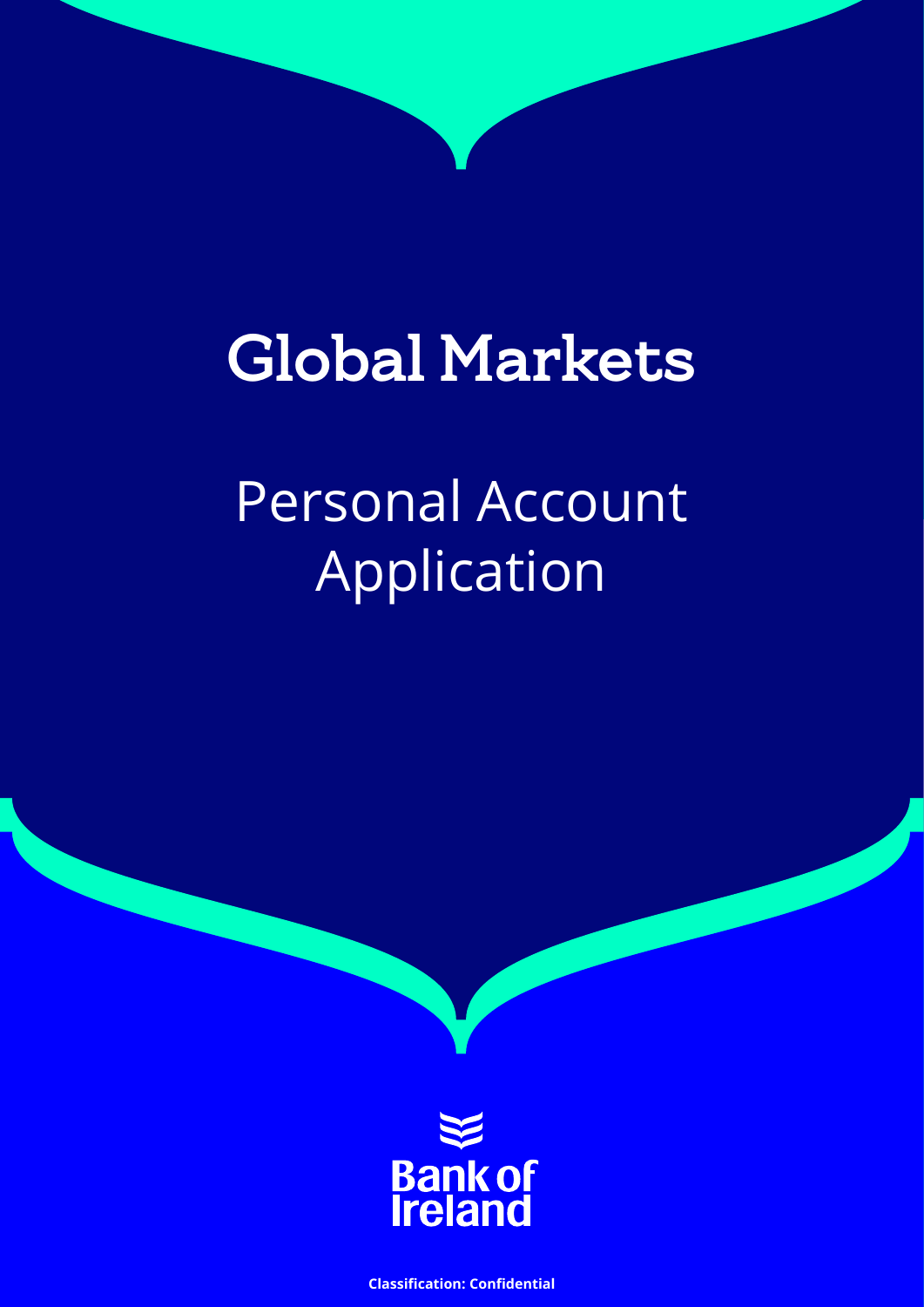# Global Markets

## Personal Account Application

Bank of Ireland

**Classification: Confidential**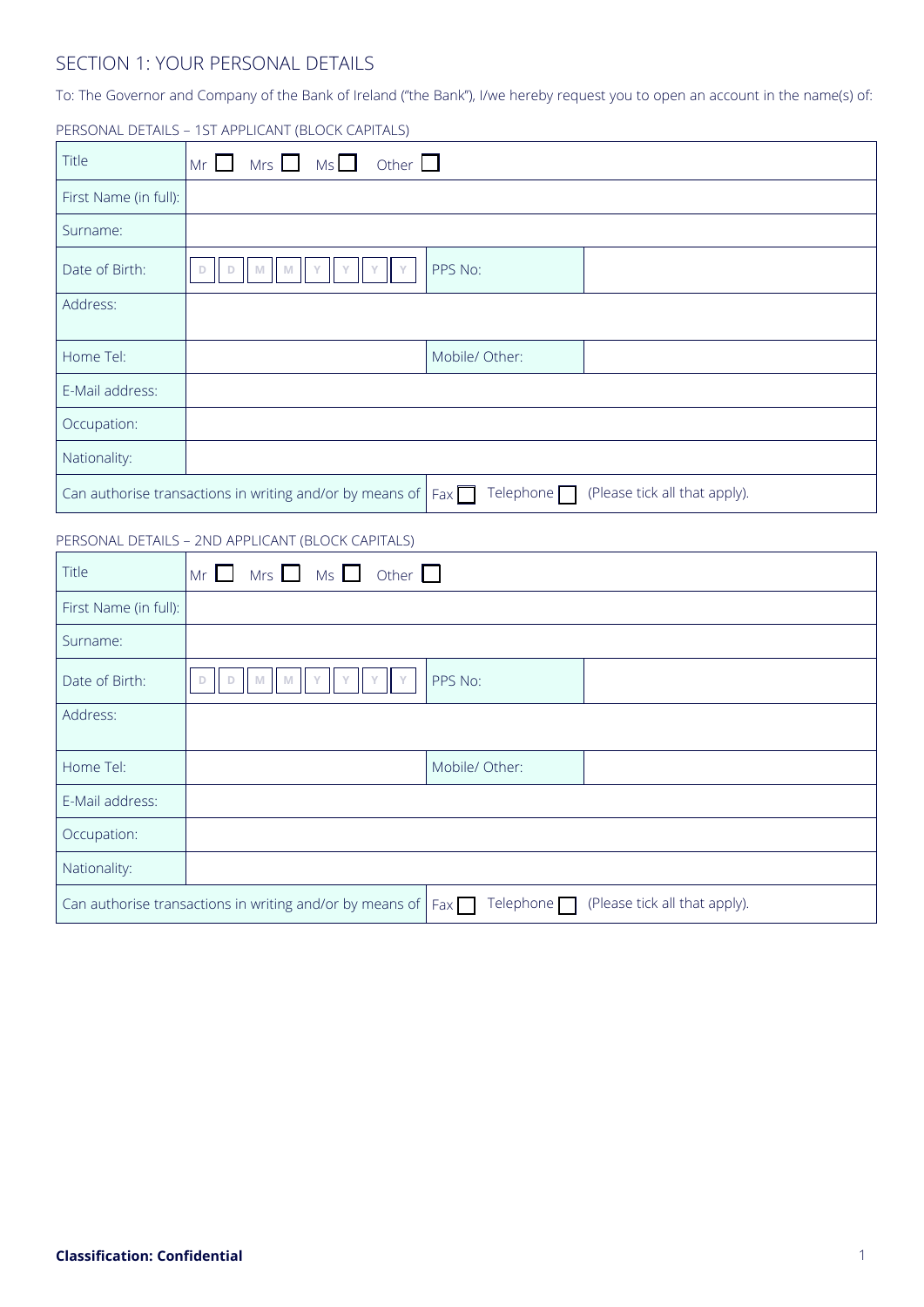## SECTION 1: YOUR PERSONAL DETAILS

To: The Governor and Company of the Bank of Ireland ("the Bank"), I/we hereby request you to open an account in the name(s) of:

PERSONAL DETAILS – 1ST APPLICANT (BLOCK CAPITALS)

| Title | Mr ☐ Mrs ☐ Ms ☐ Other ☐ | | |
|---|---|---|---|
| First Name (in full): | | | |
| Surname: | | | |
| Date of Birth: | D D M M Y Y Y Y | PPS No: | |
| Address: | | | |
| Home Tel: | | Mobile/ Other: | |
| E-Mail address: | | | |
| Occupation: | | | |
| Nationality: | | | |
| Can authorise transactions in writing and/or by means of | | Fax ☐ Telephone ☐ (Please tick all that apply). | |

PERSONAL DETAILS – 2ND APPLICANT (BLOCK CAPITALS)

| Title | Mr ☐ Mrs ☐ Ms ☐ Other ☐ | | |
|---|---|---|---|
| First Name (in full): | | | |
| Surname: | | | |
| Date of Birth: | D D M M Y Y Y Y | PPS No: | |
| Address: | | | |
| Home Tel: | | Mobile/ Other: | |
| E-Mail address: | | | |
| Occupation: | | | |
| Nationality: | | | |
| Can authorise transactions in writing and/or by means of | | Fax ☐ Telephone ☐ (Please tick all that apply). | |

**Classification: Confidential**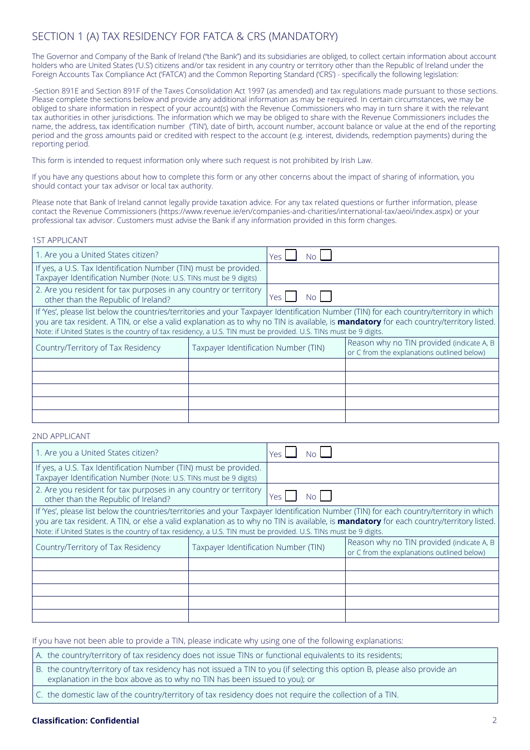## SECTION 1 (A) TAX RESIDENCY FOR FATCA & CRS (MANDATORY)

The Governor and Company of the Bank of Ireland ("the Bank") and its subsidiaries are obliged, to collect certain information about account holders who are United States ('U.S') citizens and/or tax resident in any country or territory other than the Republic of Ireland under the Foreign Accounts Tax Compliance Act ('FATCA') and the Common Reporting Standard ('CRS') - specifically the following legislation:

-Section 891E and Section 891F of the Taxes Consolidation Act 1997 (as amended) and tax regulations made pursuant to those sections. Please complete the sections below and provide any additional information as may be required. In certain circumstances, we may be obliged to share information in respect of your account(s) with the Revenue Commissioners who may in turn share it with the relevant tax authorities in other jurisdictions. The information which we may be obliged to share with the Revenue Commissioners includes the name, the address, tax identification number ('TIN'), date of birth, account number, account balance or value at the end of the reporting period and the gross amounts paid or credited with respect to the account (e.g. interest, dividends, redemption payments) during the reporting period.

This form is intended to request information only where such request is not prohibited by Irish Law.

If you have any questions about how to complete this form or any other concerns about the impact of sharing of information, you should contact your tax advisor or local tax authority.

Please note that Bank of Ireland cannot legally provide taxation advice. For any tax related questions or further information, please contact the Revenue Commissioners (https://www.revenue.ie/en/companies-and-charities/international-tax/aeoi/index.aspx) or your professional tax advisor. Customers must advise the Bank if any information provided in this form changes.

### 1ST APPLICANT

| | |
|---|---|
| 1. Are you a United States citizen? | Yes ☐ No ☐ |
| If yes, a U.S. Tax Identification Number (TIN) must be provided. Taxpayer Identification Number (Note: U.S. TINs must be 9 digits) | |
| 2. Are you resident for tax purposes in any country or territory other than the Republic of Ireland? | Yes ☐ No ☐ |

If 'Yes', please list below the countries/territories and your Taxpayer Identification Number (TIN) for each country/territory in which you are tax resident. A TIN, or else a valid explanation as to why no TIN is available, is **mandatory** for each country/territory listed. Note: if United States is the country of tax residency, a U.S. TIN must be provided. U.S. TINs must be 9 digits.

| Country/Territory of Tax Residency | Taxpayer Identification Number (TIN) | Reason why no TIN provided (indicate A, B or C from the explanations outlined below) |
|---|---|---|
| | | |
| | | |
| | | |
| | | |
| | | |

### 2ND APPLICANT

| | |
|---|---|
| 1. Are you a United States citizen? | Yes ☐ No ☐ |
| If yes, a U.S. Tax Identification Number (TIN) must be provided. Taxpayer Identification Number (Note: U.S. TINs must be 9 digits) | |
| 2. Are you resident for tax purposes in any country or territory other than the Republic of Ireland? | Yes ☐ No ☐ |

If 'Yes', please list below the countries/territories and your Taxpayer Identification Number (TIN) for each country/territory in which you are tax resident. A TIN, or else a valid explanation as to why no TIN is available, is **mandatory** for each country/territory listed. Note: if United States is the country of tax residency, a U.S. TIN must be provided. U.S. TINs must be 9 digits.

| Country/Territory of Tax Residency | Taxpayer Identification Number (TIN) | Reason why no TIN provided (indicate A, B or C from the explanations outlined below) |
|---|---|---|
| | | |
| | | |
| | | |
| | | |
| | | |

If you have not been able to provide a TIN, please indicate why using one of the following explanations:

A. the country/territory of tax residency does not issue TINs or functional equivalents to its residents;

B. the country/territory of tax residency has not issued a TIN to you (if selecting this option B, please also provide an explanation in the box above as to why no TIN has been issued to you); or

C. the domestic law of the country/territory of tax residency does not require the collection of a TIN.

**Classification: Confidential**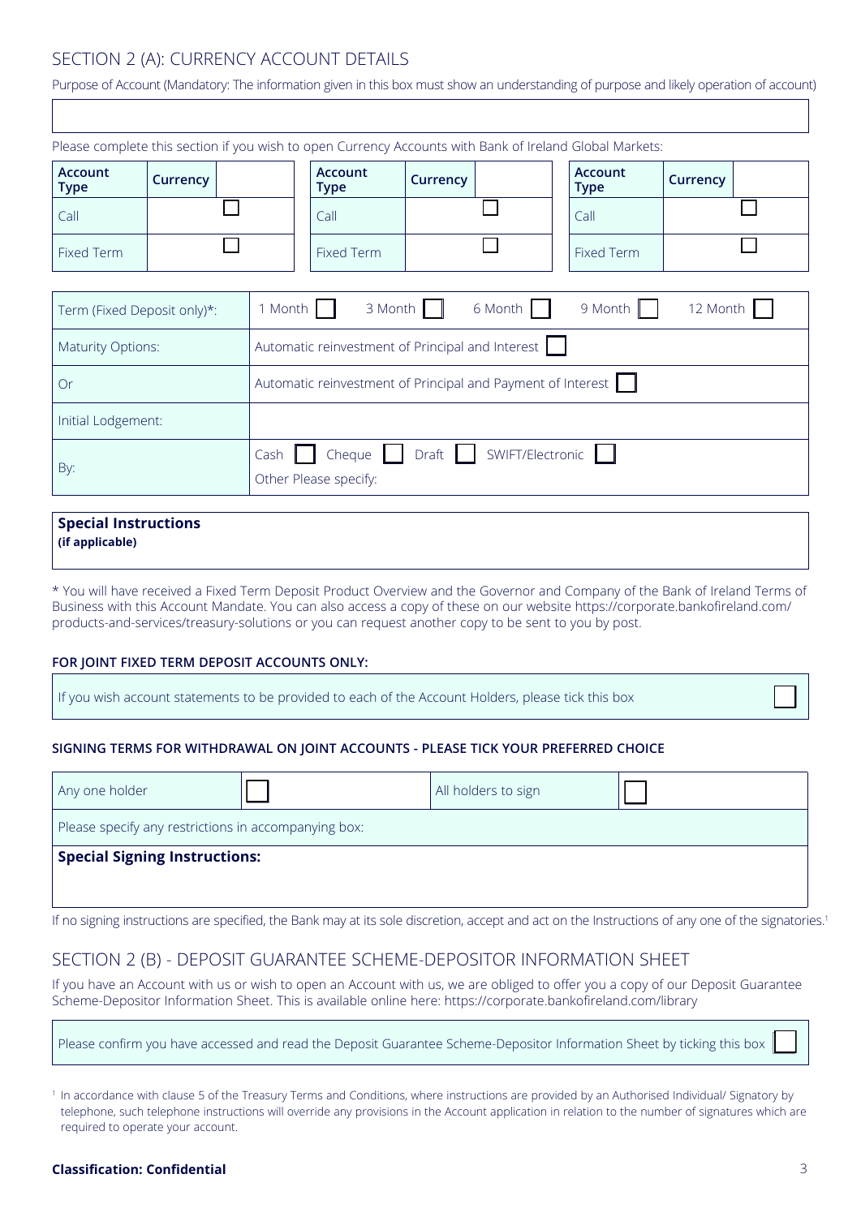## SECTION 2 (A): CURRENCY ACCOUNT DETAILS

Purpose of Account (Mandatory: The information given in this box must show an understanding of purpose and likely operation of account)

| |
|---|
| |

Please complete this section if you wish to open Currency Accounts with Bank of Ireland Global Markets:

| **Account Type** | **Currency** | | | **Account Type** | **Currency** | | | **Account Type** | **Currency** | |
|---|---|---|---|---|---|---|---|---|---|---|
| Call | | ☐ | | Call | | ☐ | | Call | | ☐ |
| Fixed Term | | ☐ | | Fixed Term | | ☐ | | Fixed Term | | ☐ |

| | |
|---|---|
| Term (Fixed Deposit only)*: | 1 Month ☐ 3 Month ☐ 6 Month ☐ 9 Month ☐ 12 Month ☐ |
| Maturity Options: | Automatic reinvestment of Principal and Interest ☐ |
| Or | Automatic reinvestment of Principal and Payment of Interest ☐ |
| Initial Lodgement: | |
| By: | Cash ☐ Cheque ☐ Draft ☐ SWIFT/Electronic ☐<br>Other Please specify: |

| **Special Instructions (if applicable)** |
|---|
| |

* You will have received a Fixed Term Deposit Product Overview and the Governor and Company of the Bank of Ireland Terms of Business with this Account Mandate. You can also access a copy of these on our website https://corporate.bankofireland.com/products-and-services/treasury-solutions or you can request another copy to be sent to you by post.

**FOR JOINT FIXED TERM DEPOSIT ACCOUNTS ONLY:**

If you wish account statements to be provided to each of the Account Holders, please tick this box ☐

**SIGNING TERMS FOR WITHDRAWAL ON JOINT ACCOUNTS - PLEASE TICK YOUR PREFERRED CHOICE**

| Any one holder | ☐ | All holders to sign | ☐ |
|---|---|---|---|
| Please specify any restrictions in accompanying box: | | | |
| **Special Signing Instructions:** | | | |

If no signing instructions are specified, the Bank may at its sole discretion, accept and act on the Instructions of any one of the signatories.[1]

## SECTION 2 (B) - DEPOSIT GUARANTEE SCHEME-DEPOSITOR INFORMATION SHEET

If you have an Account with us or wish to open an Account with us, we are obliged to offer you a copy of our Deposit Guarantee Scheme-Depositor Information Sheet. This is available online here: https://corporate.bankofireland.com/library

Please confirm you have accessed and read the Deposit Guarantee Scheme-Depositor Information Sheet by ticking this box ☐

[1] In accordance with clause 5 of the Treasury Terms and Conditions, where instructions are provided by an Authorised Individual/ Signatory by telephone, such telephone instructions will override any provisions in the Account application in relation to the number of signatures which are required to operate your account.

**Classification: Confidential**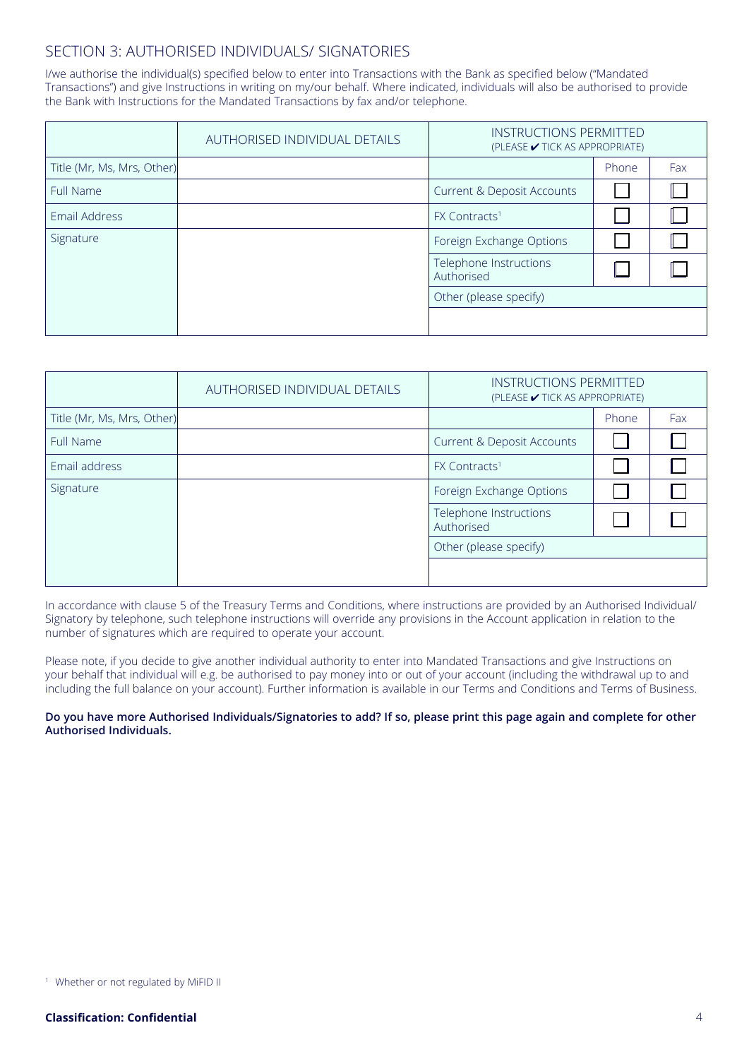## SECTION 3: AUTHORISED INDIVIDUALS/ SIGNATORIES

I/we authorise the individual(s) specified below to enter into Transactions with the Bank as specified below ("Mandated Transactions") and give Instructions in writing on my/our behalf. Where indicated, individuals will also be authorised to provide the Bank with Instructions for the Mandated Transactions by fax and/or telephone.

| | AUTHORISED INDIVIDUAL DETAILS | INSTRUCTIONS PERMITTED (PLEASE ✔ TICK AS APPROPRIATE) | | |
|---|---|---|---|---|
| Title (Mr, Ms, Mrs, Other) | | | Phone | Fax |
| Full Name | | Current & Deposit Accounts | ☐ | ☐ |
| Email Address | | FX Contracts[1] | ☐ | ☐ |
| Signature | | Foreign Exchange Options | ☐ | ☐ |
| | | Telephone Instructions Authorised | ☐ | ☐ |
| | | Other (please specify) | | |
| | | | | |

| | AUTHORISED INDIVIDUAL DETAILS | INSTRUCTIONS PERMITTED (PLEASE ✔ TICK AS APPROPRIATE) | | |
|---|---|---|---|---|
| Title (Mr, Ms, Mrs, Other) | | | Phone | Fax |
| Full Name | | Current & Deposit Accounts | ☐ | ☐ |
| Email address | | FX Contracts[1] | ☐ | ☐ |
| Signature | | Foreign Exchange Options | ☐ | ☐ |
| | | Telephone Instructions Authorised | ☐ | ☐ |
| | | Other (please specify) | | |
| | | | | |

In accordance with clause 5 of the Treasury Terms and Conditions, where instructions are provided by an Authorised Individual/ Signatory by telephone, such telephone instructions will override any provisions in the Account application in relation to the number of signatures which are required to operate your account.

Please note, if you decide to give another individual authority to enter into Mandated Transactions and give Instructions on your behalf that individual will e.g. be authorised to pay money into or out of your account (including the withdrawal up to and including the full balance on your account). Further information is available in our Terms and Conditions and Terms of Business.

**Do you have more Authorised Individuals/Signatories to add? If so, please print this page again and complete for other Authorised Individuals.**

[1] Whether or not regulated by MiFID II

**Classification: Confidential**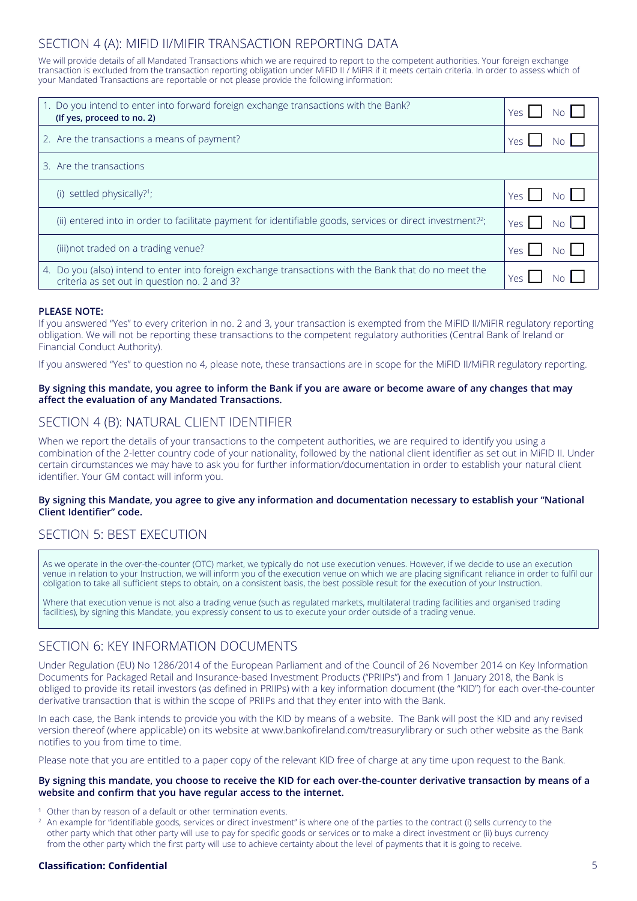## SECTION 4 (A): MIFID II/MIFIR TRANSACTION REPORTING DATA

We will provide details of all Mandated Transactions which we are required to report to the competent authorities. Your foreign exchange transaction is excluded from the transaction reporting obligation under MiFID II / MiFIR if it meets certain criteria. In order to assess which of your Mandated Transactions are reportable or not please provide the following information:

| | |
|---|---|
| 1. Do you intend to enter into forward foreign exchange transactions with the Bank? **(If yes, proceed to no. 2)** | Yes ☐ No ☐ |
| 2. Are the transactions a means of payment? | Yes ☐ No ☐ |
| 3. Are the transactions | |
| (i) settled physically?[1]; | Yes ☐ No ☐ |
| (ii) entered into in order to facilitate payment for identifiable goods, services or direct investment?[2]; | Yes ☐ No ☐ |
| (iii)not traded on a trading venue? | Yes ☐ No ☐ |
| 4. Do you (also) intend to enter into foreign exchange transactions with the Bank that do no meet the criteria as set out in question no. 2 and 3? | Yes ☐ No ☐ |

**PLEASE NOTE:**

If you answered "Yes" to every criterion in no. 2 and 3, your transaction is exempted from the MiFID II/MiFIR regulatory reporting obligation. We will not be reporting these transactions to the competent regulatory authorities (Central Bank of Ireland or Financial Conduct Authority).

If you answered "Yes" to question no 4, please note, these transactions are in scope for the MiFID II/MiFIR regulatory reporting.

**By signing this mandate, you agree to inform the Bank if you are aware or become aware of any changes that may affect the evaluation of any Mandated Transactions.**

## SECTION 4 (B): NATURAL CLIENT IDENTIFIER

When we report the details of your transactions to the competent authorities, we are required to identify you using a combination of the 2-letter country code of your nationality, followed by the national client identifier as set out in MiFID II. Under certain circumstances we may have to ask you for further information/documentation in order to establish your natural client identifier. Your GM contact will inform you.

**By signing this Mandate, you agree to give any information and documentation necessary to establish your "National Client Identifier" code.**

## SECTION 5: BEST EXECUTION

As we operate in the over-the-counter (OTC) market, we typically do not use execution venues. However, if we decide to use an execution venue in relation to your Instruction, we will inform you of the execution venue on which we are placing significant reliance in order to fulfil our obligation to take all sufficient steps to obtain, on a consistent basis, the best possible result for the execution of your Instruction.

Where that execution venue is not also a trading venue (such as regulated markets, multilateral trading facilities and organised trading facilities), by signing this Mandate, you expressly consent to us to execute your order outside of a trading venue.

## SECTION 6: KEY INFORMATION DOCUMENTS

Under Regulation (EU) No 1286/2014 of the European Parliament and of the Council of 26 November 2014 on Key Information Documents for Packaged Retail and Insurance-based Investment Products ("PRIIPs") and from 1 January 2018, the Bank is obliged to provide its retail investors (as defined in PRIIPs) with a key information document (the "KID") for each over-the-counter derivative transaction that is within the scope of PRIIPs and that they enter into with the Bank.

In each case, the Bank intends to provide you with the KID by means of a website. The Bank will post the KID and any revised version thereof (where applicable) on its website at www.bankofireland.com/treasurylibrary or such other website as the Bank notifies to you from time to time.

Please note that you are entitled to a paper copy of the relevant KID free of charge at any time upon request to the Bank.

**By signing this mandate, you choose to receive the KID for each over-the-counter derivative transaction by means of a website and confirm that you have regular access to the internet.**

[1] Other than by reason of a default or other termination events.

[2] An example for "identifiable goods, services or direct investment" is where one of the parties to the contract (i) sells currency to the other party which that other party will use to pay for specific goods or services or to make a direct investment or (ii) buys currency from the other party which the first party will use to achieve certainty about the level of payments that it is going to receive.

**Classification: Confidential**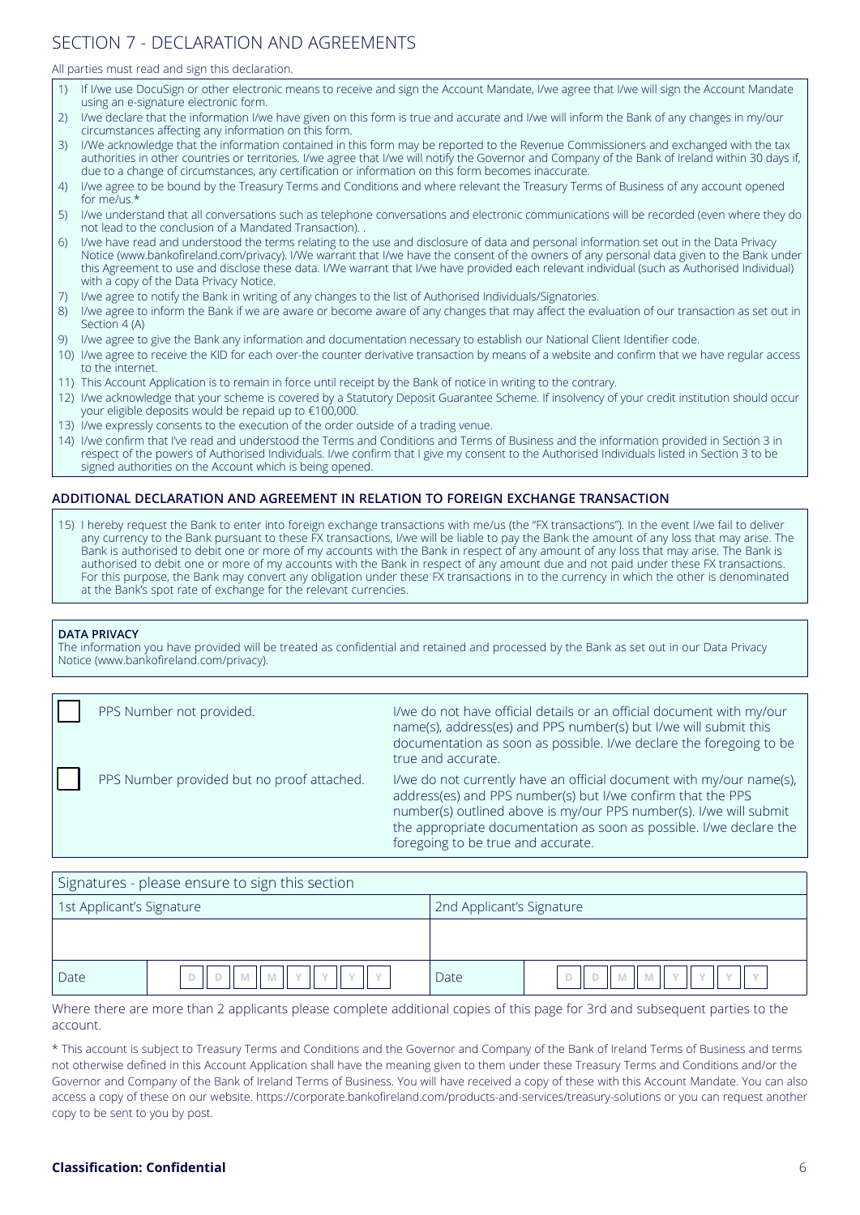# SECTION 7 - DECLARATION AND AGREEMENTS

All parties must read and sign this declaration.

1) If I/we use DocuSign or other electronic means to receive and sign the Account Mandate, I/we agree that I/we will sign the Account Mandate using an e-signature electronic form.
2) I/we declare that the information I/we have given on this form is true and accurate and I/we will inform the Bank of any changes in my/our circumstances affecting any information on this form.
3) I/We acknowledge that the information contained in this form may be reported to the Revenue Commissioners and exchanged with the tax authorities in other countries or territories. I/we agree that I/we will notify the Governor and Company of the Bank of Ireland within 30 days if, due to a change of circumstances, any certification or information on this form becomes inaccurate.
4) I/we agree to be bound by the Treasury Terms and Conditions and where relevant the Treasury Terms of Business of any account opened for me/us.*
5) I/we understand that all conversations such as telephone conversations and electronic communications will be recorded (even where they do not lead to the conclusion of a Mandated Transaction). .
6) I/we have read and understood the terms relating to the use and disclosure of data and personal information set out in the Data Privacy Notice (www.bankofireland.com/privacy). I/We warrant that I/we have the consent of the owners of any personal data given to the Bank under this Agreement to use and disclose these data. I/We warrant that I/we have provided each relevant individual (such as Authorised Individual) with a copy of the Data Privacy Notice.
7) I/we agree to notify the Bank in writing of any changes to the list of Authorised Individuals/Signatories.
8) I/we agree to inform the Bank if we are aware or become aware of any changes that may affect the evaluation of our transaction as set out in Section 4 (A)
9) I/we agree to give the Bank any information and documentation necessary to establish our National Client Identifier code.
10) I/we agree to receive the KID for each over-the counter derivative transaction by means of a website and confirm that we have regular access to the internet.
11) This Account Application is to remain in force until receipt by the Bank of notice in writing to the contrary.
12) I/we acknowledge that your scheme is covered by a Statutory Deposit Guarantee Scheme. If insolvency of your credit institution should occur your eligible deposits would be repaid up to €100,000.
13) I/we expressly consents to the execution of the order outside of a trading venue.
14) I/we confirm that I've read and understood the Terms and Conditions and Terms of Business and the information provided in Section 3 in respect of the powers of Authorised Individuals. I/we confirm that I give my consent to the Authorised Individuals listed in Section 3 to be signed authorities on the Account which is being opened.

## ADDITIONAL DECLARATION AND AGREEMENT IN RELATION TO FOREIGN EXCHANGE TRANSACTION

15) I hereby request the Bank to enter into foreign exchange transactions with me/us (the "FX transactions"). In the event I/we fail to deliver any currency to the Bank pursuant to these FX transactions, I/we will be liable to pay the Bank the amount of any loss that may arise. The Bank is authorised to debit one or more of my accounts with the Bank in respect of any amount of any loss that may arise. The Bank is authorised to debit one or more of my accounts with the Bank in respect of any amount due and not paid under these FX transactions. For this purpose, the Bank may convert any obligation under these FX transactions in to the currency in which the other is denominated at the Bank's spot rate of exchange for the relevant currencies.

**DATA PRIVACY**

The information you have provided will be treated as confidential and retained and processed by the Bank as set out in our Data Privacy Notice (www.bankofireland.com/privacy).

☐ PPS Number not provided. — I/we do not have official details or an official document with my/our name(s), address(es) and PPS number(s) but I/we will submit this documentation as soon as possible. I/we declare the foregoing to be true and accurate.

☐ PPS Number provided but no proof attached. — I/we do not currently have an official document with my/our name(s), address(es) and PPS number(s) but I/we confirm that the PPS number(s) outlined above is my/our PPS number(s). I/we will submit the appropriate documentation as soon as possible. I/we declare the foregoing to be true and accurate.

| Signatures - please ensure to sign this section | | | |
|---|---|---|---|
| 1st Applicant's Signature | | 2nd Applicant's Signature | |
| | | | |
| Date | D D M M Y Y Y Y | Date | D D M M Y Y Y Y |

Where there are more than 2 applicants please complete additional copies of this page for 3rd and subsequent parties to the account.

\* This account is subject to Treasury Terms and Conditions and the Governor and Company of the Bank of Ireland Terms of Business and terms not otherwise defined in this Account Application shall have the meaning given to them under these Treasury Terms and Conditions and/or the Governor and Company of the Bank of Ireland Terms of Business. You will have received a copy of these with this Account Mandate. You can also access a copy of these on our website. https://corporate.bankofireland.com/products-and-services/treasury-solutions or you can request another copy to be sent to you by post.

**Classification: Confidential**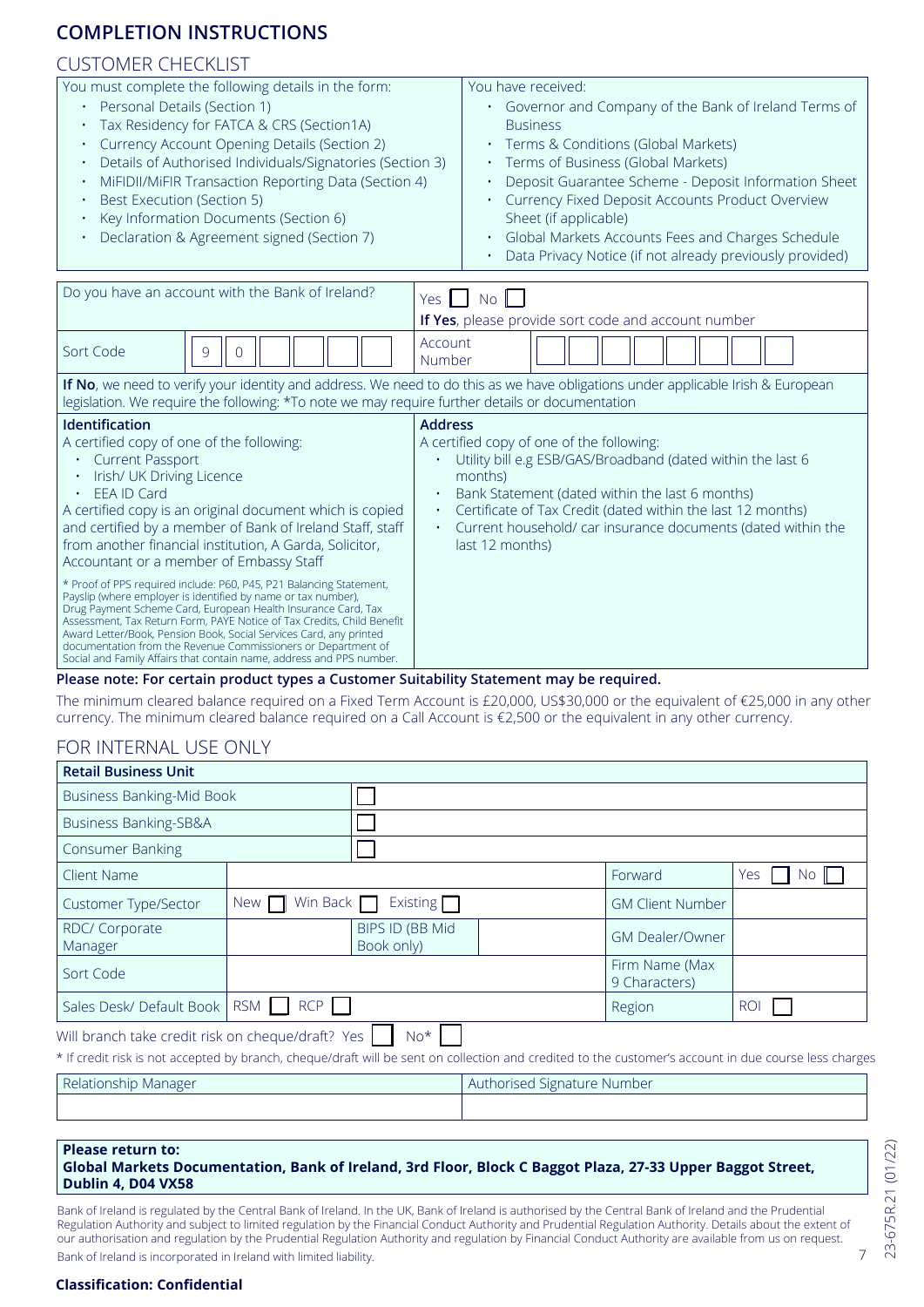## COMPLETION INSTRUCTIONS

### CUSTOMER CHECKLIST

| You must complete the following details in the form: | You have received: |
|---|---|
| • Personal Details (Section 1)<br>• Tax Residency for FATCA & CRS (Section1A)<br>• Currency Account Opening Details (Section 2)<br>• Details of Authorised Individuals/Signatories (Section 3)<br>• MiFIDII/MiFIR Transaction Reporting Data (Section 4)<br>• Best Execution (Section 5)<br>• Key Information Documents (Section 6)<br>• Declaration & Agreement signed (Section 7) | • Governor and Company of the Bank of Ireland Terms of Business<br>• Terms & Conditions (Global Markets)<br>• Terms of Business (Global Markets)<br>• Deposit Guarantee Scheme - Deposit Information Sheet<br>• Currency Fixed Deposit Accounts Product Overview Sheet (if applicable)<br>• Global Markets Accounts Fees and Charges Schedule<br>• Data Privacy Notice (if not already previously provided) |

| | | | |
|---|---|---|---|
| Do you have an account with the Bank of Ireland? | | Yes ☐ No ☐<br>**If Yes**, please provide sort code and account number | |
| Sort Code | 9 0 | Account Number | |

**If No**, we need to verify your identity and address. We need to do this as we have obligations under applicable Irish & European legislation. We require the following: *To note we may require further details or documentation

| Identification | Address |
|---|---|
| A certified copy of one of the following:<br>• Current Passport<br>• Irish/ UK Driving Licence<br>• EEA ID Card<br>A certified copy is an original document which is copied and certified by a member of Bank of Ireland Staff, staff from another financial institution, A Garda, Solicitor, Accountant or a member of Embassy Staff | A certified copy of one of the following:<br>• Utility bill e.g ESB/GAS/Broadband (dated within the last 6 months)<br>• Bank Statement (dated within the last 6 months)<br>• Certificate of Tax Credit (dated within the last 12 months)<br>• Current household/ car insurance documents (dated within the last 12 months) |
| * Proof of PPS required include: P60, P45, P21 Balancing Statement, Payslip (where employer is identified by name or tax number), Drug Payment Scheme Card, European Health Insurance Card, Tax Assessment, Tax Return Form, PAYE Notice of Tax Credits, Child Benefit Award Letter/Book, Pension Book, Social Services Card, any printed documentation from the Revenue Commissioners or Department of Social and Family Affairs that contain name, address and PPS number. | |

**Please note: For certain product types a Customer Suitability Statement may be required.**

The minimum cleared balance required on a Fixed Term Account is £20,000, US$30,000 or the equivalent of €25,000 in any other currency. The minimum cleared balance required on a Call Account is €2,500 or the equivalent in any other currency.

### FOR INTERNAL USE ONLY

| **Retail Business Unit** | | | | | |
|---|---|---|---|---|---|
| Business Banking-Mid Book | ☐ | | | | |
| Business Banking-SB&A | ☐ | | | | |
| Consumer Banking | ☐ | | | | |
| Client Name | | | | Forward | Yes ☐ No ☐ |
| Customer Type/Sector | New ☐ Win Back ☐ | Existing ☐ | | GM Client Number | |
| RDC/ Corporate Manager | | BIPS ID (BB Mid Book only) | | GM Dealer/Owner | |
| Sort Code | | | | Firm Name (Max 9 Characters) | |
| Sales Desk/ Default Book | RSM ☐ RCP ☐ | | | Region | ROI ☐ |

Will branch take credit risk on cheque/draft? Yes ☐ No* ☐

* If credit risk is not accepted by branch, cheque/draft will be sent on collection and credited to the customer's account in due course less charges

| Relationship Manager | Authorised Signature Number |
|---|---|
| | |

**Please return to:**
**Global Markets Documentation, Bank of Ireland, 3rd Floor, Block C Baggot Plaza, 27-33 Upper Baggot Street, Dublin 4, D04 VX58**

Bank of Ireland is regulated by the Central Bank of Ireland. In the UK, Bank of Ireland is authorised by the Central Bank of Ireland and the Prudential Regulation Authority and subject to limited regulation by the Financial Conduct Authority and Prudential Regulation Authority. Details about the extent of our authorisation and regulation by the Prudential Regulation Authority and regulation by Financial Conduct Authority are available from us on request.

Bank of Ireland is incorporated in Ireland with limited liability.

23-675R.21 (01/22)

**Classification: Confidential**